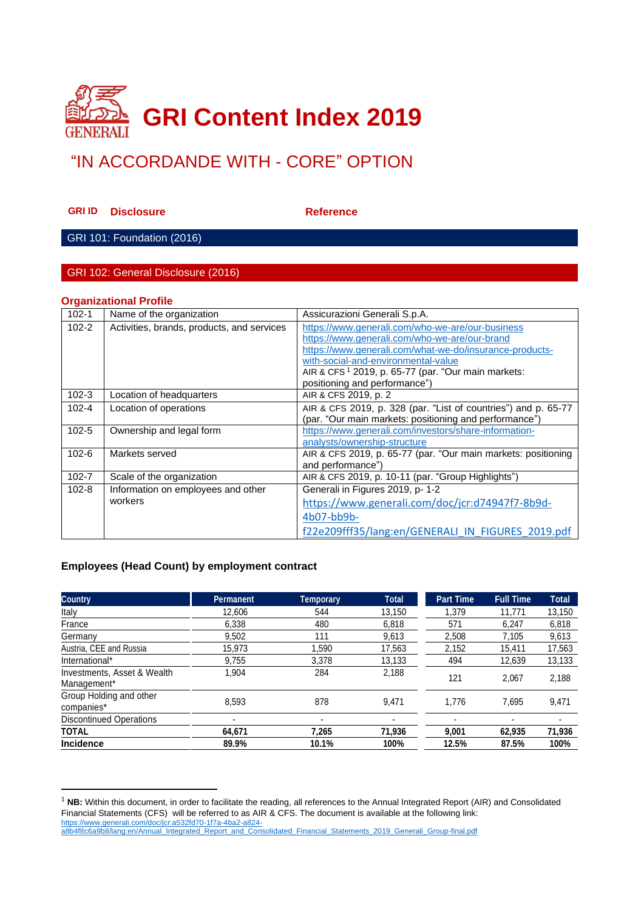# GRI Content Index 2019

## "IN ACCORDANDE WITH - CORE" OPTION

| GRI ID | Disclosure | Reference |
|---|---|---|

**GRI 101: Foundation (2016)**

**GRI 102: General Disclosure (2016)**

### Organizational Profile

| | | |
|---|---|---|
| 102-1 | Name of the organization | Assicurazioni Generali S.p.A. |
| 102-2 | Activities, brands, products, and services | https://www.generali.com/who-we-are/our-business https://www.generali.com/who-we-are/our-brand https://www.generali.com/what-we-do/insurance-products-with-social-and-environmental-value AIR & CFS [1] 2019, p. 65-77 (par. "Our main markets: positioning and performance") |
| 102-3 | Location of headquarters | AIR & CFS 2019, p. 2 |
| 102-4 | Location of operations | AIR & CFS 2019, p. 328 (par. "List of countries") and p. 65-77 (par. "Our main markets: positioning and performance") |
| 102-5 | Ownership and legal form | https://www.generali.com/investors/share-information-analysts/ownership-structure |
| 102-6 | Markets served | AIR & CFS 2019, p. 65-77 (par. "Our main markets: positioning and performance") |
| 102-7 | Scale of the organization | AIR & CFS 2019, p. 10-11 (par. "Group Highlights") |
| 102-8 | Information on employees and other workers | Generali in Figures 2019, p- 1-2 https://www.generali.com/doc/jcr:d74947f7-8b9d-4b07-bb9b-f22e209fff35/lang:en/GENERALI_IN_FIGURES_2019.pdf |

### Employees (Head Count) by employment contract

| Country | Permanent | Temporary | Total | Part Time | Full Time | Total |
|---|---|---|---|---|---|---|
| Italy | 12,606 | 544 | 13,150 | 1,379 | 11,771 | 13,150 |
| France | 6,338 | 480 | 6,818 | 571 | 6,247 | 6,818 |
| Germany | 9,502 | 111 | 9,613 | 2,508 | 7,105 | 9,613 |
| Austria, CEE and Russia | 15,973 | 1,590 | 17,563 | 2,152 | 15,411 | 17,563 |
| International* | 9,755 | 3,378 | 13,133 | 494 | 12,639 | 13,133 |
| Investments, Asset & Wealth Management* | 1,904 | 284 | 2,188 | 121 | 2,067 | 2,188 |
| Group Holding and other companies* | 8,593 | 878 | 9,471 | 1,776 | 7,695 | 9,471 |
| Discontinued Operations | - | - | - | - | - | - |
| **TOTAL** | **64,671** | **7,265** | **71,936** | **9,001** | **62,935** | **71,936** |
| **Incidence** | **89.9%** | **10.1%** | **100%** | **12.5%** | **87.5%** | **100%** |

---

[1] **NB:** Within this document, in order to facilitate the reading, all references to the Annual Integrated Report (AIR) and Consolidated Financial Statements (CFS) will be referred to as AIR & CFS. The document is available at the following link: https://www.generali.com/doc/jcr:a532fd70-1f7a-4ba2-a824-a8b4f8c6a9b8/lang:en/Annual_Integrated_Report_and_Consolidated_Financial_Statements_2019_Generali_Group-final.pdf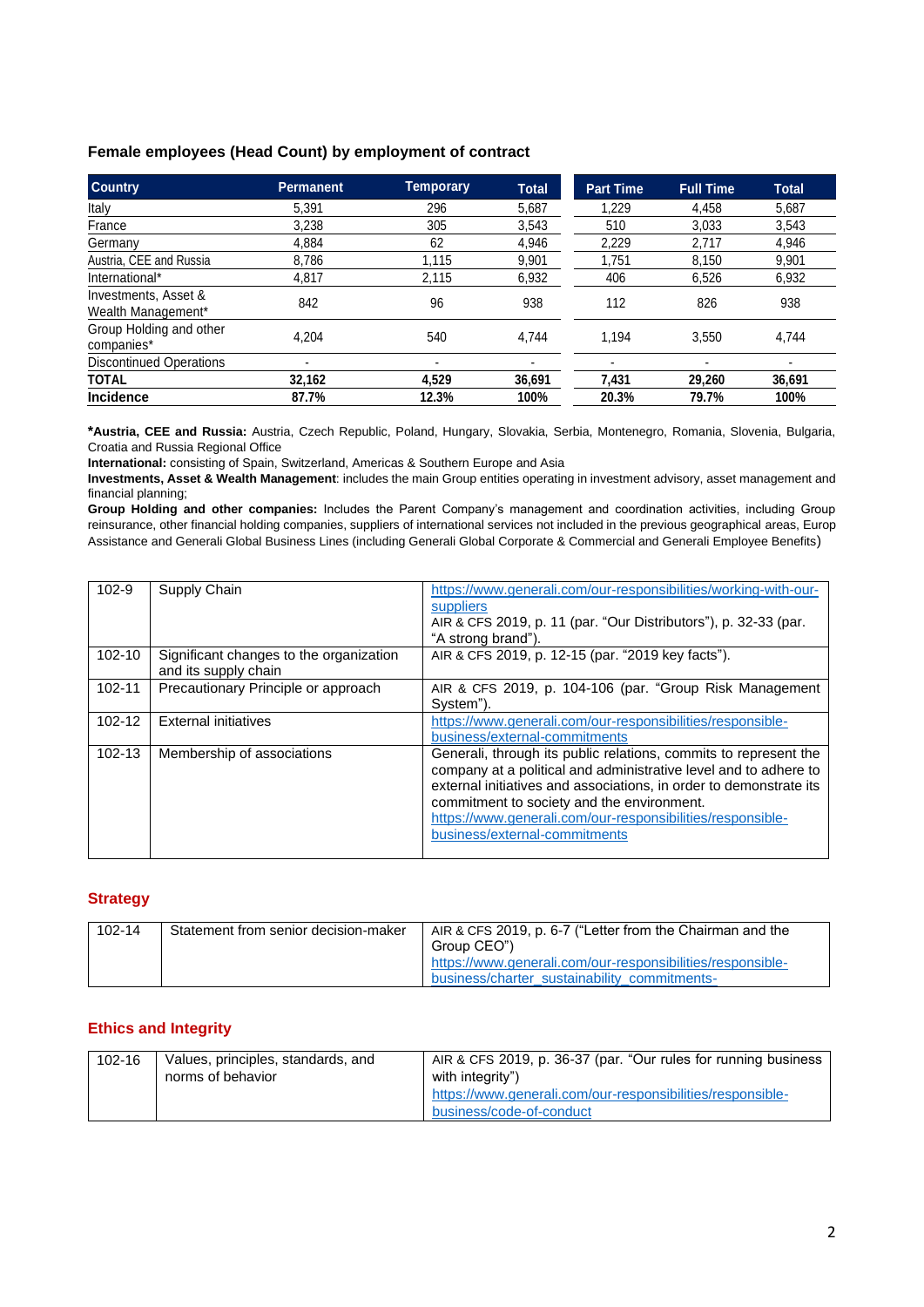### Female employees (Head Count) by employment of contract

| Country | Permanent | Temporary | Total | Part Time | Full Time | Total |
|---|---|---|---|---|---|---|
| Italy | 5,391 | 296 | 5,687 | 1,229 | 4,458 | 5,687 |
| France | 3,238 | 305 | 3,543 | 510 | 3,033 | 3,543 |
| Germany | 4,884 | 62 | 4,946 | 2,229 | 2,717 | 4,946 |
| Austria, CEE and Russia | 8,786 | 1,115 | 9,901 | 1,751 | 8,150 | 9,901 |
| International* | 4,817 | 2,115 | 6,932 | 406 | 6,526 | 6,932 |
| Investments, Asset & Wealth Management* | 842 | 96 | 938 | 112 | 826 | 938 |
| Group Holding and other companies* | 4,204 | 540 | 4,744 | 1,194 | 3,550 | 4,744 |
| Discontinued Operations | - | - | - | - | - | - |
| **TOTAL** | **32,162** | **4,529** | **36,691** | **7,431** | **29,260** | **36,691** |
| **Incidence** | **87.7%** | **12.3%** | **100%** | **20.3%** | **79.7%** | **100%** |

***Austria, CEE and Russia:** Austria, Czech Republic, Poland, Hungary, Slovakia, Serbia, Montenegro, Romania, Slovenia, Bulgaria, Croatia and Russia Regional Office

**International:** consisting of Spain, Switzerland, Americas & Southern Europe and Asia

**Investments, Asset & Wealth Management**: includes the main Group entities operating in investment advisory, asset management and financial planning;

**Group Holding and other companies:** Includes the Parent Company's management and coordination activities, including Group reinsurance, other financial holding companies, suppliers of international services not included in the previous geographical areas, Europ Assistance and Generali Global Business Lines (including Generali Global Corporate & Commercial and Generali Employee Benefits)

| | | |
|---|---|---|
| 102-9 | Supply Chain | https://www.generali.com/our-responsibilities/working-with-our-suppliers AIR & CFS 2019, p. 11 (par. "Our Distributors"), p. 32-33 (par. "A strong brand"). |
| 102-10 | Significant changes to the organization and its supply chain | AIR & CFS 2019, p. 12-15 (par. "2019 key facts"). |
| 102-11 | Precautionary Principle or approach | AIR & CFS 2019, p. 104-106 (par. "Group Risk Management System"). |
| 102-12 | External initiatives | https://www.generali.com/our-responsibilities/responsible-business/external-commitments |
| 102-13 | Membership of associations | Generali, through its public relations, commits to represent the company at a political and administrative level and to adhere to external initiatives and associations, in order to demonstrate its commitment to society and the environment. https://www.generali.com/our-responsibilities/responsible-business/external-commitments |

## Strategy

| | | |
|---|---|---|
| 102-14 | Statement from senior decision-maker | AIR & CFS 2019, p. 6-7 ("Letter from the Chairman and the Group CEO") https://www.generali.com/our-responsibilities/responsible-business/charter_sustainability_commitments- |

## Ethics and Integrity

| | | |
|---|---|---|
| 102-16 | Values, principles, standards, and norms of behavior | AIR & CFS 2019, p. 36-37 (par. "Our rules for running business with integrity") https://www.generali.com/our-responsibilities/responsible-business/code-of-conduct |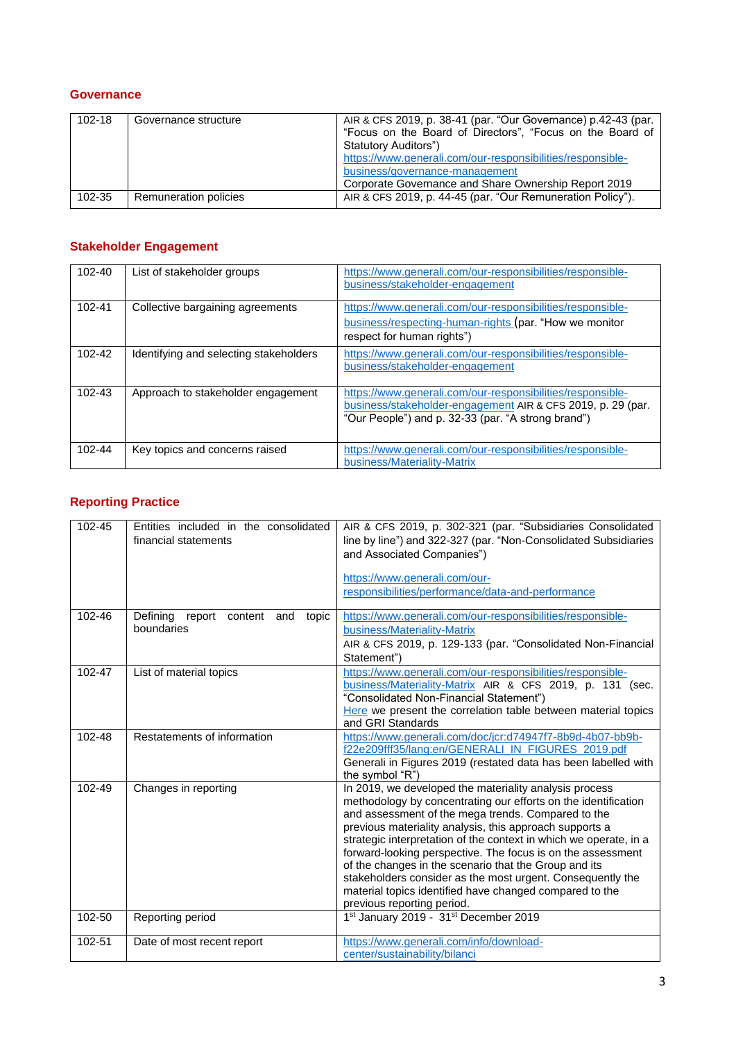## Governance

| | | |
|---|---|---|
| 102-18 | Governance structure | AIR & CFS 2019, p. 38-41 (par. "Our Governance) p.42-43 (par. "Focus on the Board of Directors", "Focus on the Board of Statutory Auditors") https://www.generali.com/our-responsibilities/responsible-business/governance-management Corporate Governance and Share Ownership Report 2019 |
| 102-35 | Remuneration policies | AIR & CFS 2019, p. 44-45 (par. "Our Remuneration Policy"). |

## Stakeholder Engagement

| | | |
|---|---|---|
| 102-40 | List of stakeholder groups | https://www.generali.com/our-responsibilities/responsible-business/stakeholder-engagement |
| 102-41 | Collective bargaining agreements | https://www.generali.com/our-responsibilities/responsible-business/respecting-human-rights (par. "How we monitor respect for human rights") |
| 102-42 | Identifying and selecting stakeholders | https://www.generali.com/our-responsibilities/responsible-business/stakeholder-engagement |
| 102-43 | Approach to stakeholder engagement | https://www.generali.com/our-responsibilities/responsible-business/stakeholder-engagement AIR & CFS 2019, p. 29 (par. "Our People") and p. 32-33 (par. "A strong brand") |
| 102-44 | Key topics and concerns raised | https://www.generali.com/our-responsibilities/responsible-business/Materiality-Matrix |

## Reporting Practice

| | | |
|---|---|---|
| 102-45 | Entities included in the consolidated financial statements | AIR & CFS 2019, p. 302-321 (par. "Subsidiaries Consolidated line by line") and 322-327 (par. "Non-Consolidated Subsidiaries and Associated Companies") https://www.generali.com/our-responsibilities/performance/data-and-performance |
| 102-46 | Defining report content and topic boundaries | https://www.generali.com/our-responsibilities/responsible-business/Materiality-Matrix AIR & CFS 2019, p. 129-133 (par. "Consolidated Non-Financial Statement") |
| 102-47 | List of material topics | https://www.generali.com/our-responsibilities/responsible-business/Materiality-Matrix AIR & CFS 2019, p. 131 (sec. "Consolidated Non-Financial Statement") Here we present the correlation table between material topics and GRI Standards |
| 102-48 | Restatements of information | https://www.generali.com/doc/jcr:d74947f7-8b9d-4b07-bb9b-f22e209fff35/lang:en/GENERALI_IN_FIGURES_2019.pdf Generali in Figures 2019 (restated data has been labelled with the symbol "R") |
| 102-49 | Changes in reporting | In 2019, we developed the materiality analysis process methodology by concentrating our efforts on the identification and assessment of the mega trends. Compared to the previous materiality analysis, this approach supports a strategic interpretation of the context in which we operate, in a forward-looking perspective. The focus is on the assessment of the changes in the scenario that the Group and its stakeholders consider as the most urgent. Consequently the material topics identified have changed compared to the previous reporting period. |
| 102-50 | Reporting period | 1st January 2019 - 31st December 2019 |
| 102-51 | Date of most recent report | https://www.generali.com/info/download-center/sustainability/bilanci |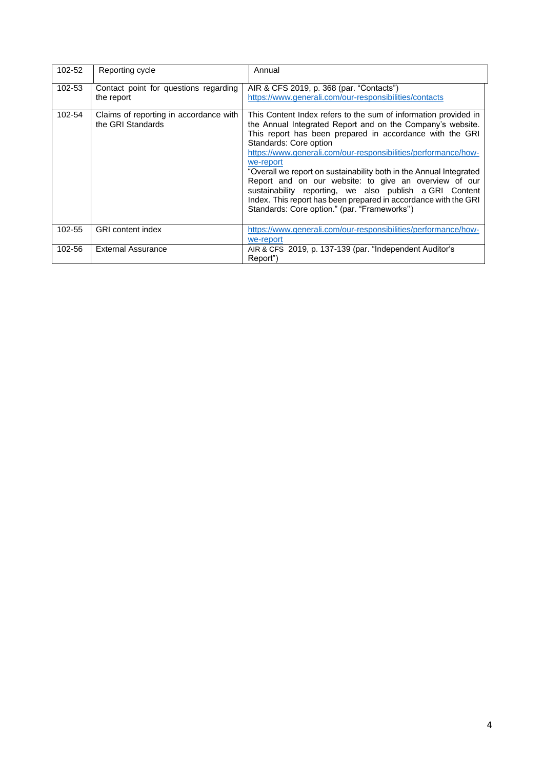| 102-52 | Reporting cycle | Annual |
|---|---|---|
| 102-53 | Contact point for questions regarding the report | AIR & CFS 2019, p. 368 (par. "Contacts") https://www.generali.com/our-responsibilities/contacts |
| 102-54 | Claims of reporting in accordance with the GRI Standards | This Content Index refers to the sum of information provided in the Annual Integrated Report and on the Company's website. This report has been prepared in accordance with the GRI Standards: Core option https://www.generali.com/our-responsibilities/performance/how-we-report "Overall we report on sustainability both in the Annual Integrated Report and on our website: to give an overview of our sustainability reporting, we also publish a GRI Content Index. This report has been prepared in accordance with the GRI Standards: Core option." (par. "Frameworks'') |
| 102-55 | GRI content index | https://www.generali.com/our-responsibilities/performance/how-we-report |
| 102-56 | External Assurance | AIR & CFS 2019, p. 137-139 (par. "Independent Auditor's Report") |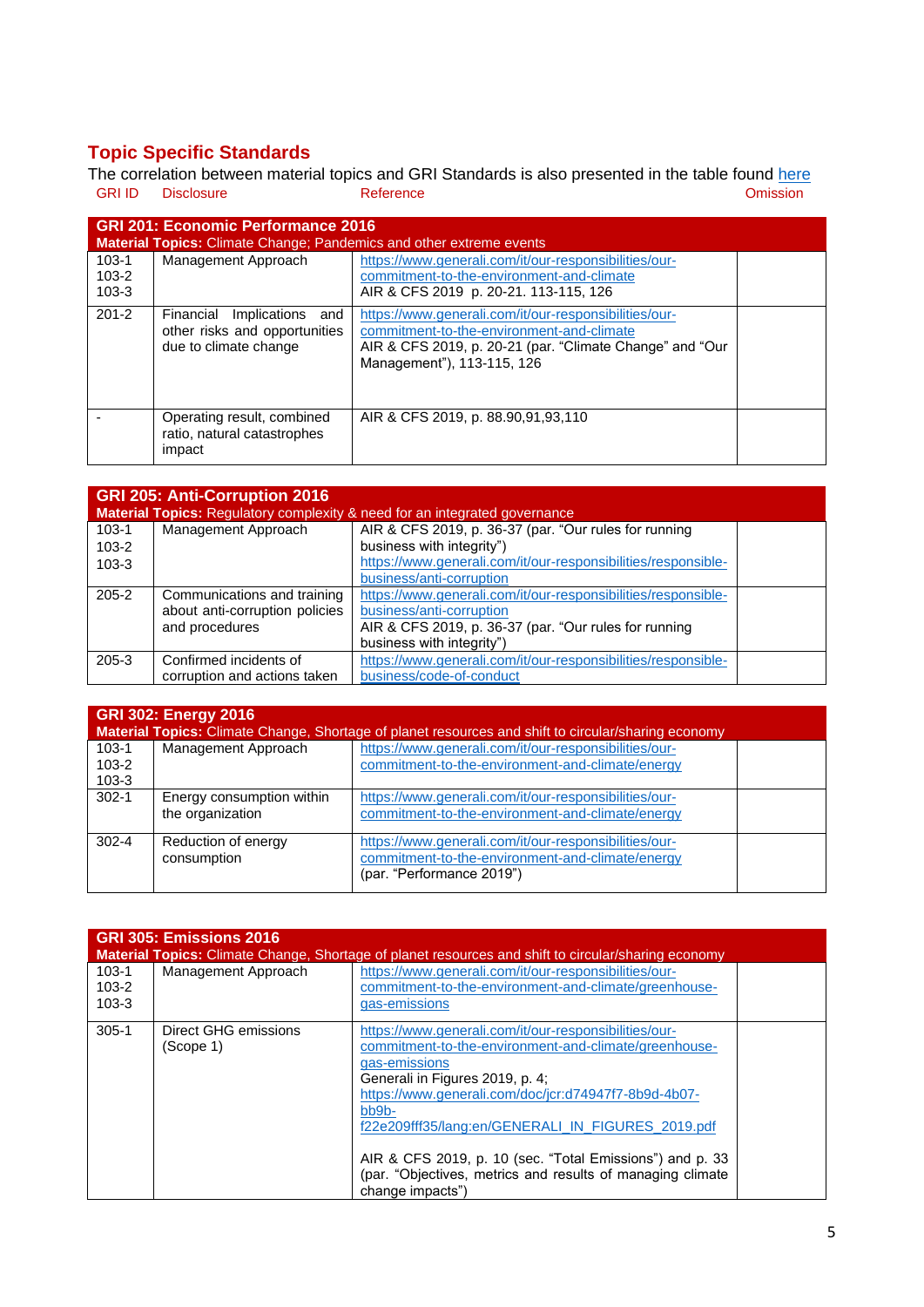## Topic Specific Standards

The correlation between material topics and GRI Standards is also presented in the table found here

| GRI ID | Disclosure | Reference | Omission |
|---|---|---|---|
| **GRI 201: Economic Performance 2016** | | | |
| **Material Topics:** Climate Change; Pandemics and other extreme events | | | |
| 103-1<br>103-2<br>103-3 | Management Approach | https://www.generali.com/it/our-responsibilities/our-commitment-to-the-environment-and-climate<br>AIR & CFS 2019 p. 20-21. 113-115, 126 | |
| 201-2 | Financial Implications and other risks and opportunities due to climate change | https://www.generali.com/it/our-responsibilities/our-commitment-to-the-environment-and-climate<br>AIR & CFS 2019, p. 20-21 (par. "Climate Change" and "Our Management"), 113-115, 126 | |
| - | Operating result, combined ratio, natural catastrophes impact | AIR & CFS 2019, p. 88.90,91,93,110 | |

| GRI ID | Disclosure | Reference | Omission |
|---|---|---|---|
| **GRI 205: Anti-Corruption 2016** | | | |
| **Material Topics:** Regulatory complexity & need for an integrated governance | | | |
| 103-1<br>103-2<br>103-3 | Management Approach | AIR & CFS 2019, p. 36-37 (par. "Our rules for running business with integrity")<br>https://www.generali.com/it/our-responsibilities/responsible-business/anti-corruption | |
| 205-2 | Communications and training about anti-corruption policies and procedures | https://www.generali.com/it/our-responsibilities/responsible-business/anti-corruption<br>AIR & CFS 2019, p. 36-37 (par. "Our rules for running business with integrity") | |
| 205-3 | Confirmed incidents of corruption and actions taken | https://www.generali.com/it/our-responsibilities/responsible-business/code-of-conduct | |

| GRI ID | Disclosure | Reference | Omission |
|---|---|---|---|
| **GRI 302: Energy 2016** | | | |
| **Material Topics:** Climate Change, Shortage of planet resources and shift to circular/sharing economy | | | |
| 103-1<br>103-2<br>103-3 | Management Approach | https://www.generali.com/it/our-responsibilities/our-commitment-to-the-environment-and-climate/energy | |
| 302-1 | Energy consumption within the organization | https://www.generali.com/it/our-responsibilities/our-commitment-to-the-environment-and-climate/energy | |
| 302-4 | Reduction of energy consumption | https://www.generali.com/it/our-responsibilities/our-commitment-to-the-environment-and-climate/energy<br>(par. "Performance 2019") | |

| GRI ID | Disclosure | Reference | Omission |
|---|---|---|---|
| **GRI 305: Emissions 2016** | | | |
| **Material Topics:** Climate Change, Shortage of planet resources and shift to circular/sharing economy | | | |
| 103-1<br>103-2<br>103-3 | Management Approach | https://www.generali.com/it/our-responsibilities/our-commitment-to-the-environment-and-climate/greenhouse-gas-emissions | |
| 305-1 | Direct GHG emissions (Scope 1) | https://www.generali.com/it/our-responsibilities/our-commitment-to-the-environment-and-climate/greenhouse-gas-emissions<br>Generali in Figures 2019, p. 4;<br>https://www.generali.com/doc/jcr:d74947f7-8b9d-4b07-bb9b-f22e209fff35/lang:en/GENERALI_IN_FIGURES_2019.pdf<br><br>AIR & CFS 2019, p. 10 (sec. "Total Emissions") and p. 33 (par. "Objectives, metrics and results of managing climate change impacts") | |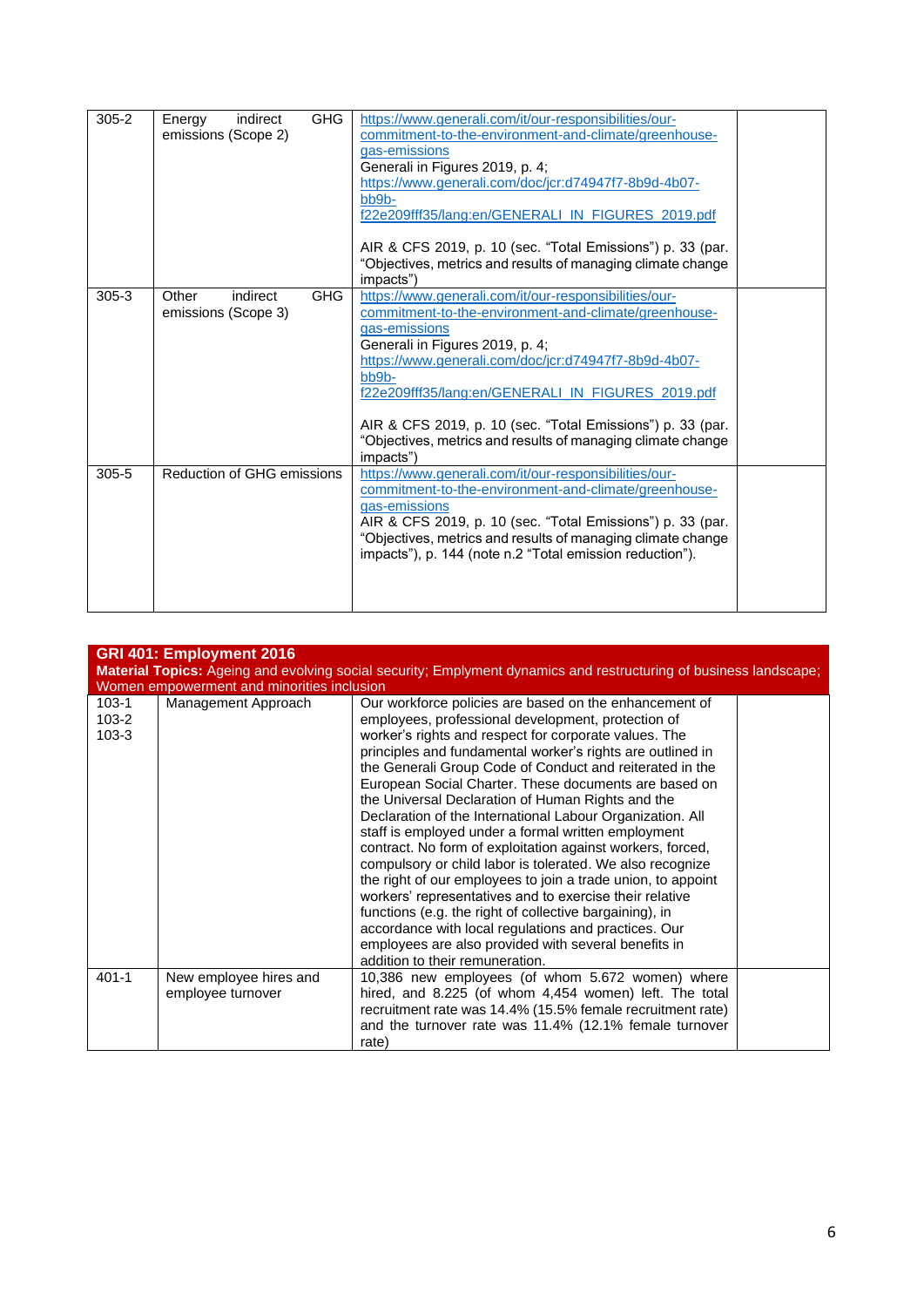| | | | |
|---|---|---|---|
| 305-2 | Energy indirect GHG emissions (Scope 2) | https://www.generali.com/it/our-responsibilities/our-commitment-to-the-environment-and-climate/greenhouse-gas-emissions<br>Generali in Figures 2019, p. 4;<br>https://www.generali.com/doc/jcr:d74947f7-8b9d-4b07-bb9b-f22e209fff35/lang:en/GENERALI_IN_FIGURES_2019.pdf<br><br>AIR & CFS 2019, p. 10 (sec. "Total Emissions") p. 33 (par. "Objectives, metrics and results of managing climate change impacts") | |
| 305-3 | Other indirect GHG emissions (Scope 3) | https://www.generali.com/it/our-responsibilities/our-commitment-to-the-environment-and-climate/greenhouse-gas-emissions<br>Generali in Figures 2019, p. 4;<br>https://www.generali.com/doc/jcr:d74947f7-8b9d-4b07-bb9b-f22e209fff35/lang:en/GENERALI_IN_FIGURES_2019.pdf<br><br>AIR & CFS 2019, p. 10 (sec. "Total Emissions") p. 33 (par. "Objectives, metrics and results of managing climate change impacts") | |
| 305-5 | Reduction of GHG emissions | https://www.generali.com/it/our-responsibilities/our-commitment-to-the-environment-and-climate/greenhouse-gas-emissions<br>AIR & CFS 2019, p. 10 (sec. "Total Emissions") p. 33 (par. "Objectives, metrics and results of managing climate change impacts"), p. 144 (note n.2 "Total emission reduction"). | |

| **GRI 401: Employment 2016**<br>**Material Topics:** Ageing and evolving social security; Emplyment dynamics and restructuring of business landscape; Women empowerment and minorities inclusion | | | |
|---|---|---|---|
| 103-1<br>103-2<br>103-3 | Management Approach | Our workforce policies are based on the enhancement of employees, professional development, protection of worker's rights and respect for corporate values. The principles and fundamental worker's rights are outlined in the Generali Group Code of Conduct and reiterated in the European Social Charter. These documents are based on the Universal Declaration of Human Rights and the Declaration of the International Labour Organization. All staff is employed under a formal written employment contract. No form of exploitation against workers, forced, compulsory or child labor is tolerated. We also recognize the right of our employees to join a trade union, to appoint workers' representatives and to exercise their relative functions (e.g. the right of collective bargaining), in accordance with local regulations and practices. Our employees are also provided with several benefits in addition to their remuneration. | |
| 401-1 | New employee hires and employee turnover | 10,386 new employees (of whom 5.672 women) where hired, and 8.225 (of whom 4,454 women) left. The total recruitment rate was 14.4% (15.5% female recruitment rate) and the turnover rate was 11.4% (12.1% female turnover rate) | |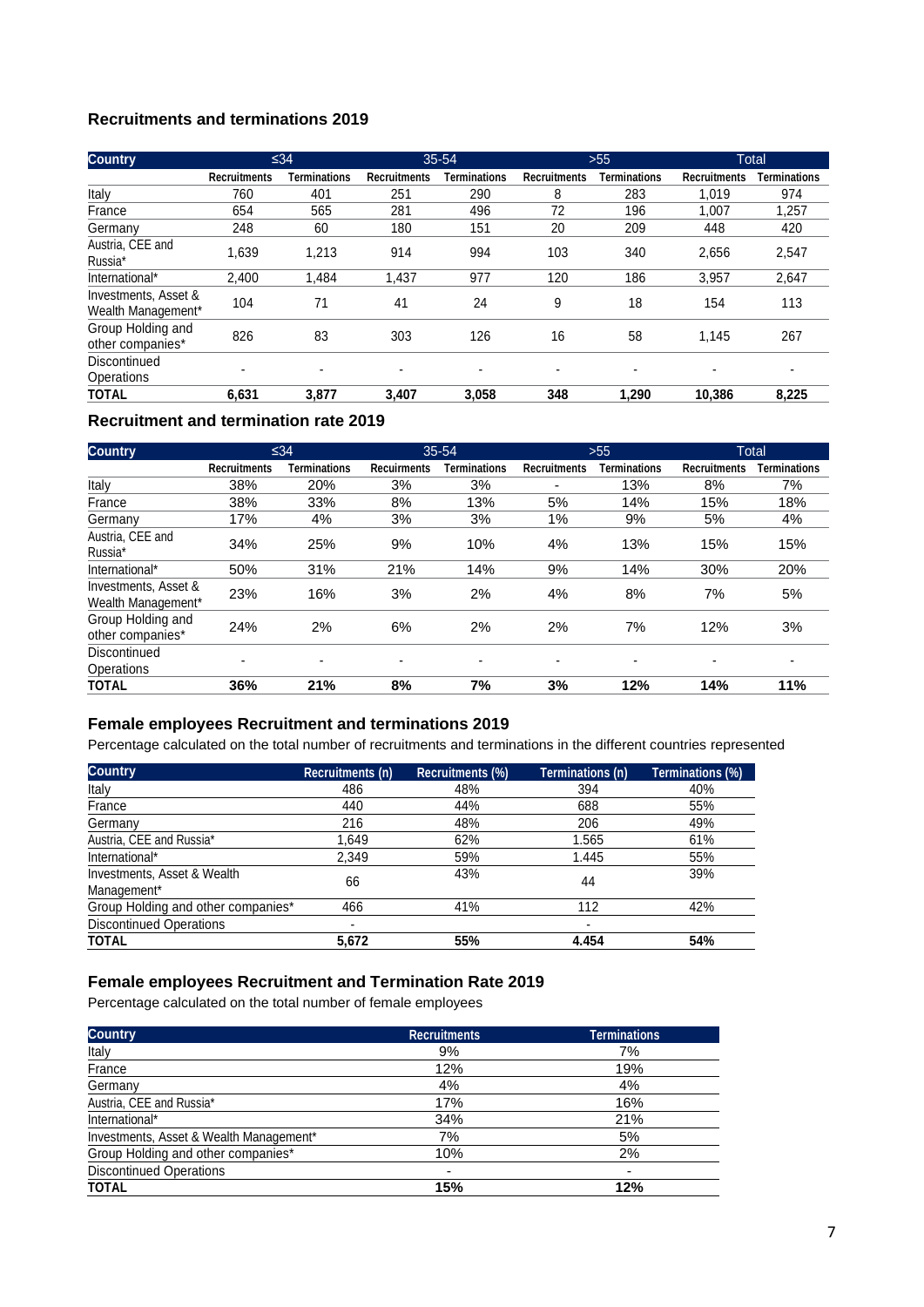### Recruitments and terminations 2019

| Country | ≤34 | | 35-54 | | >55 | | Total | |
|---|---|---|---|---|---|---|---|---|
| | Recruitments | Terminations | Recruitments | Terminations | Recruitments | Terminations | Recruitments | Terminations |
| Italy | 760 | 401 | 251 | 290 | 8 | 283 | 1,019 | 974 |
| France | 654 | 565 | 281 | 496 | 72 | 196 | 1,007 | 1,257 |
| Germany | 248 | 60 | 180 | 151 | 20 | 209 | 448 | 420 |
| Austria, CEE and Russia* | 1,639 | 1,213 | 914 | 994 | 103 | 340 | 2,656 | 2,547 |
| International* | 2,400 | 1,484 | 1,437 | 977 | 120 | 186 | 3,957 | 2,647 |
| Investments, Asset & Wealth Management* | 104 | 71 | 41 | 24 | 9 | 18 | 154 | 113 |
| Group Holding and other companies* | 826 | 83 | 303 | 126 | 16 | 58 | 1,145 | 267 |
| Discontinued Operations | - | - | - | - | - | - | - | - |
| **TOTAL** | **6,631** | **3,877** | **3,407** | **3,058** | **348** | **1,290** | **10,386** | **8,225** |

### Recruitment and termination rate 2019

| Country | ≤34 | | 35-54 | | >55 | | Total | |
|---|---|---|---|---|---|---|---|---|
| | Recruitments | Terminations | Recuirments | Terminations | Recruitments | Terminations | Recruitments | Terminations |
| Italy | 38% | 20% | 3% | 3% | - | 13% | 8% | 7% |
| France | 38% | 33% | 8% | 13% | 5% | 14% | 15% | 18% |
| Germany | 17% | 4% | 3% | 3% | 1% | 9% | 5% | 4% |
| Austria, CEE and Russia* | 34% | 25% | 9% | 10% | 4% | 13% | 15% | 15% |
| International* | 50% | 31% | 21% | 14% | 9% | 14% | 30% | 20% |
| Investments, Asset & Wealth Management* | 23% | 16% | 3% | 2% | 4% | 8% | 7% | 5% |
| Group Holding and other companies* | 24% | 2% | 6% | 2% | 2% | 7% | 12% | 3% |
| Discontinued Operations | - | - | - | - | - | - | - | - |
| **TOTAL** | **36%** | **21%** | **8%** | **7%** | **3%** | **12%** | **14%** | **11%** |

### Female employees Recruitment and terminations 2019

Percentage calculated on the total number of recruitments and terminations in the different countries represented

| Country | Recruitments (n) | Recruitments (%) | Terminations (n) | Terminations (%) |
|---|---|---|---|---|
| Italy | 486 | 48% | 394 | 40% |
| France | 440 | 44% | 688 | 55% |
| Germany | 216 | 48% | 206 | 49% |
| Austria, CEE and Russia* | 1,649 | 62% | 1.565 | 61% |
| International* | 2,349 | 59% | 1.445 | 55% |
| Investments, Asset & Wealth Management* | 66 | 43% | 44 | 39% |
| Group Holding and other companies* | 466 | 41% | 112 | 42% |
| Discontinued Operations | - | | - | |
| **TOTAL** | **5,672** | **55%** | **4.454** | **54%** |

### Female employees Recruitment and Termination Rate 2019

Percentage calculated on the total number of female employees

| Country | Recruitments | Terminations |
|---|---|---|
| Italy | 9% | 7% |
| France | 12% | 19% |
| Germany | 4% | 4% |
| Austria, CEE and Russia* | 17% | 16% |
| International* | 34% | 21% |
| Investments, Asset & Wealth Management* | 7% | 5% |
| Group Holding and other companies* | 10% | 2% |
| Discontinued Operations | - | - |
| **TOTAL** | **15%** | **12%** |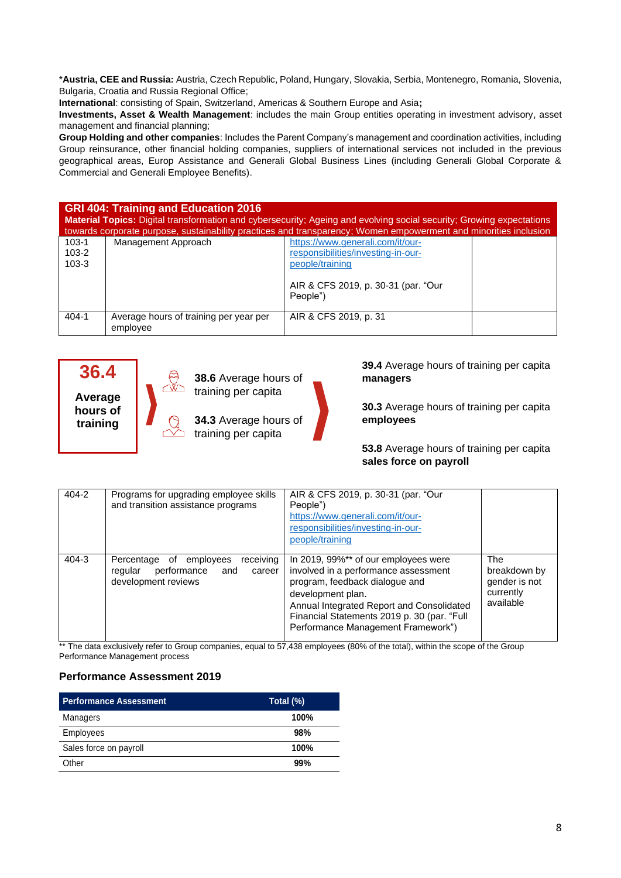*__Austria, CEE and Russia:__ Austria, Czech Republic, Poland, Hungary, Slovakia, Serbia, Montenegro, Romania, Slovenia, Bulgaria, Croatia and Russia Regional Office;

**International**: consisting of Spain, Switzerland, Americas & Southern Europe and Asia**;**

**Investments, Asset & Wealth Management**: includes the main Group entities operating in investment advisory, asset management and financial planning;

**Group Holding and other companies**: Includes the Parent Company's management and coordination activities, including Group reinsurance, other financial holding companies, suppliers of international services not included in the previous geographical areas, Europ Assistance and Generali Global Business Lines (including Generali Global Corporate & Commercial and Generali Employee Benefits).

| **GRI 404: Training and Education 2016**<br>**Material Topics:** Digital transformation and cybersecurity; Ageing and evolving social security; Growing expectations towards corporate purpose, sustainability practices and transparency; Women empowerment and minorities inclusion | | | |
|---|---|---|---|
| 103-1<br>103-2<br>103-3 | Management Approach | https://www.generali.com/it/our-responsibilities/investing-in-our-people/training<br><br>AIR & CFS 2019, p. 30-31 (par. "Our People") | |
| 404-1 | Average hours of training per year per employee | AIR & CFS 2019, p. 31 | |

**36.4** **Average hours of training**

**38.6** Average hours of training per capita

**34.3** Average hours of training per capita

**39.4** Average hours of training per capita **managers**

**30.3** Average hours of training per capita **employees**

**53.8** Average hours of training per capita **sales force on payroll**

| | | | |
|---|---|---|---|
| 404-2 | Programs for upgrading employee skills and transition assistance programs | AIR & CFS 2019, p. 30-31 (par. "Our People")<br>https://www.generali.com/it/our-responsibilities/investing-in-our-people/training | |
| 404-3 | Percentage of employees receiving regular performance and career development reviews | In 2019, 99%** of our employees were involved in a performance assessment program, feedback dialogue and development plan.<br>Annual Integrated Report and Consolidated Financial Statements 2019 p. 30 (par. "Full Performance Management Framework") | The breakdown by gender is not currently available |

** The data exclusively refer to Group companies, equal to 57,438 employees (80% of the total), within the scope of the Group Performance Management process

### Performance Assessment 2019

| Performance Assessment | Total (%) |
|---|---|
| Managers | **100%** |
| Employees | **98%** |
| Sales force on payroll | **100%** |
| Other | **99%** |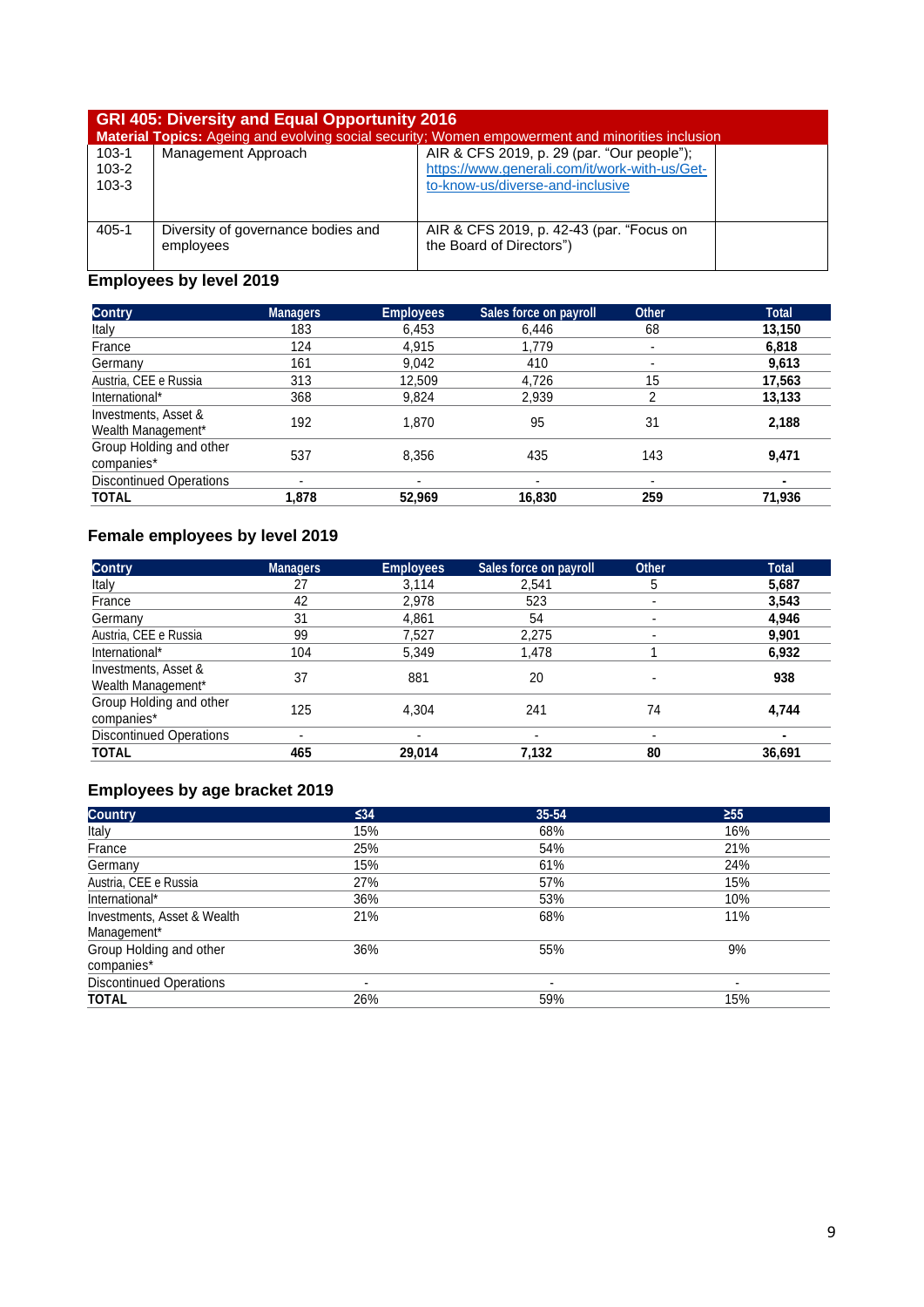| **GRI 405: Diversity and Equal Opportunity 2016** | | | |
|---|---|---|---|
| **Material Topics:** Ageing and evolving social security; Women empowerment and minorities inclusion | | | |
| 103-1<br>103-2<br>103-3 | Management Approach | AIR & CFS 2019, p. 29 (par. "Our people"); https://www.generali.com/it/work-with-us/Get-to-know-us/diverse-and-inclusive | |
| 405-1 | Diversity of governance bodies and employees | AIR & CFS 2019, p. 42-43 (par. "Focus on the Board of Directors") | |

### Employees by level 2019

| Contry | Managers | Employees | Sales force on payroll | Other | Total |
|---|---|---|---|---|---|
| Italy | 183 | 6,453 | 6,446 | 68 | **13,150** |
| France | 124 | 4,915 | 1,779 | - | **6,818** |
| Germany | 161 | 9,042 | 410 | - | **9,613** |
| Austria, CEE e Russia | 313 | 12,509 | 4,726 | 15 | **17,563** |
| International* | 368 | 9,824 | 2,939 | 2 | **13,133** |
| Investments, Asset & Wealth Management* | 192 | 1,870 | 95 | 31 | **2,188** |
| Group Holding and other companies* | 537 | 8,356 | 435 | 143 | **9,471** |
| Discontinued Operations | - | - | - | - | **-** |
| **TOTAL** | **1,878** | **52,969** | **16,830** | **259** | **71,936** |

### Female employees by level 2019

| Contry | Managers | Employees | Sales force on payroll | Other | Total |
|---|---|---|---|---|---|
| Italy | 27 | 3,114 | 2,541 | 5 | **5,687** |
| France | 42 | 2,978 | 523 | - | **3,543** |
| Germany | 31 | 4,861 | 54 | - | **4,946** |
| Austria, CEE e Russia | 99 | 7,527 | 2,275 | - | **9,901** |
| International* | 104 | 5,349 | 1,478 | 1 | **6,932** |
| Investments, Asset & Wealth Management* | 37 | 881 | 20 | - | **938** |
| Group Holding and other companies* | 125 | 4,304 | 241 | 74 | **4,744** |
| Discontinued Operations | - | - | - | - | **-** |
| **TOTAL** | **465** | **29,014** | **7,132** | **80** | **36,691** |

### Employees by age bracket 2019

| Country | ≤34 | 35-54 | ≥55 |
|---|---|---|---|
| Italy | 15% | 68% | 16% |
| France | 25% | 54% | 21% |
| Germany | 15% | 61% | 24% |
| Austria, CEE e Russia | 27% | 57% | 15% |
| International* | 36% | 53% | 10% |
| Investments, Asset & Wealth Management* | 21% | 68% | 11% |
| Group Holding and other companies* | 36% | 55% | 9% |
| Discontinued Operations | - | - | - |
| **TOTAL** | 26% | 59% | 15% |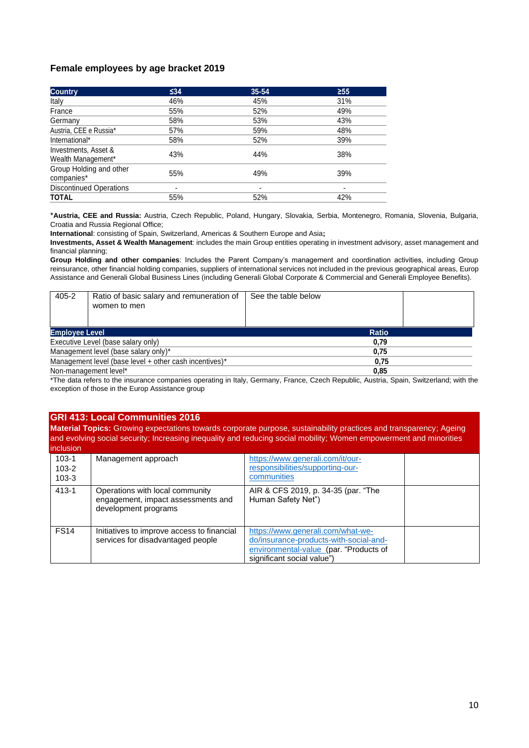### Female employees by age bracket 2019

| Country | ≤34 | 35-54 | ≥55 |
|---|---|---|---|
| Italy | 46% | 45% | 31% |
| France | 55% | 52% | 49% |
| Germany | 58% | 53% | 43% |
| Austria, CEE e Russia* | 57% | 59% | 48% |
| International* | 58% | 52% | 39% |
| Investments, Asset & Wealth Management* | 43% | 44% | 38% |
| Group Holding and other companies* | 55% | 49% | 39% |
| Discontinued Operations | - | - | - |
| **TOTAL** | 55% | 52% | 42% |

***Austria, CEE and Russia:** Austria, Czech Republic, Poland, Hungary, Slovakia, Serbia, Montenegro, Romania, Slovenia, Bulgaria, Croatia and Russia Regional Office;

**International**: consisting of Spain, Switzerland, Americas & Southern Europe and Asia**;**

**Investments, Asset & Wealth Management**: includes the main Group entities operating in investment advisory, asset management and financial planning;

**Group Holding and other companies**: Includes the Parent Company's management and coordination activities, including Group reinsurance, other financial holding companies, suppliers of international services not included in the previous geographical areas, Europ Assistance and Generali Global Business Lines (including Generali Global Corporate & Commercial and Generali Employee Benefits).

| 405-2 | Ratio of basic salary and remuneration of women to men | See the table below | |
|---|---|---|---|

| Employee Level | Ratio |
|---|---|
| Executive Level (base salary only) | 0,79 |
| Management level (base salary only)* | 0,75 |
| Management level (base level + other cash incentives)* | 0,75 |
| Non-management level* | 0,85 |

*The data refers to the insurance companies operating in Italy, Germany, France, Czech Republic, Austria, Spain, Switzerland; with the exception of those in the Europ Assistance group

## GRI 413: Local Communities 2016

**Material Topics:** Growing expectations towards corporate purpose, sustainability practices and transparency; Ageing and evolving social security; Increasing inequality and reducing social mobility; Women empowerment and minorities inclusion

| | | | |
|---|---|---|---|
| 103-1<br>103-2<br>103-3 | Management approach | https://www.generali.com/it/our-responsibilities/supporting-our-communities | |
| 413-1 | Operations with local community engagement, impact assessments and development programs | AIR & CFS 2019, p. 34-35 (par. "The Human Safety Net") | |
| FS14 | Initiatives to improve access to financial services for disadvantaged people | https://www.generali.com/what-we-do/insurance-products-with-social-and-environmental-value (par. "Products of significant social value") | |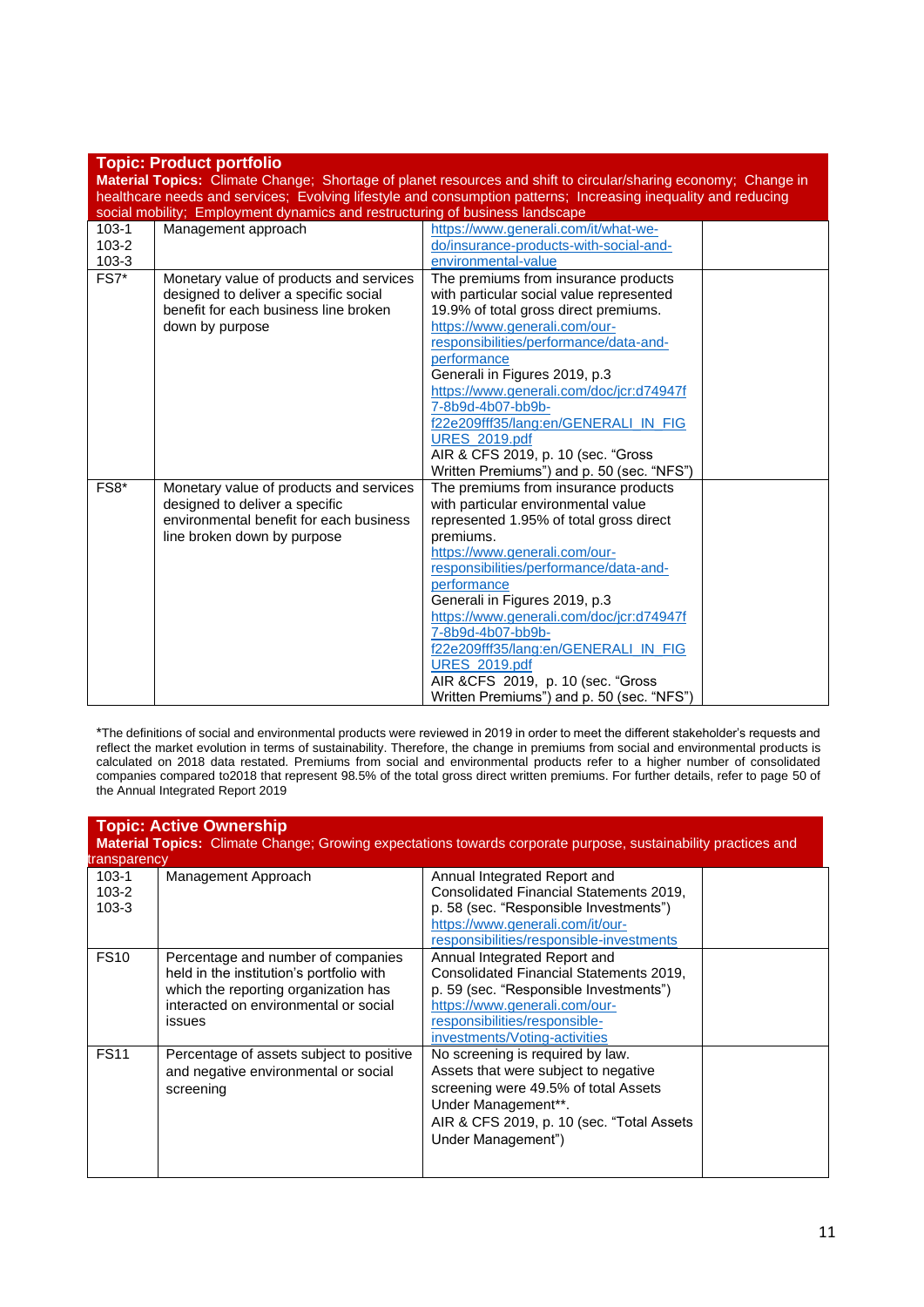| **Topic: Product portfolio**<br>**Material Topics:** Climate Change; Shortage of planet resources and shift to circular/sharing economy; Change in healthcare needs and services; Evolving lifestyle and consumption patterns; Increasing inequality and reducing social mobility; Employment dynamics and restructuring of business landscape | | | |
|---|---|---|---|
| 103-1<br>103-2<br>103-3 | Management approach | https://www.generali.com/it/what-we-do/insurance-products-with-social-and-environmental-value | |
| FS7* | Monetary value of products and services designed to deliver a specific social benefit for each business line broken down by purpose | The premiums from insurance products with particular social value represented 19.9% of total gross direct premiums.<br>https://www.generali.com/our-responsibilities/performance/data-and-performance<br>Generali in Figures 2019, p.3<br>https://www.generali.com/doc/jcr:d74947f7-8b9d-4b07-bb9b-f22e209fff35/lang:en/GENERALI_IN_FIGURES_2019.pdf<br>AIR & CFS 2019, p. 10 (sec. "Gross Written Premiums") and p. 50 (sec. "NFS") | |
| FS8* | Monetary value of products and services designed to deliver a specific environmental benefit for each business line broken down by purpose | The premiums from insurance products with particular environmental value represented 1.95% of total gross direct premiums.<br>https://www.generali.com/our-responsibilities/performance/data-and-performance<br>Generali in Figures 2019, p.3<br>https://www.generali.com/doc/jcr:d74947f7-8b9d-4b07-bb9b-f22e209fff35/lang:en/GENERALI_IN_FIGURES_2019.pdf<br>AIR &CFS 2019, p. 10 (sec. "Gross Written Premiums") and p. 50 (sec. "NFS") | |

*The definitions of social and environmental products were reviewed in 2019 in order to meet the different stakeholder's requests and reflect the market evolution in terms of sustainability. Therefore, the change in premiums from social and environmental products is calculated on 2018 data restated. Premiums from social and environmental products refer to a higher number of consolidated companies compared to2018 that represent 98.5% of the total gross direct written premiums. For further details, refer to page 50 of the Annual Integrated Report 2019

| **Topic: Active Ownership**<br>**Material Topics:** Climate Change; Growing expectations towards corporate purpose, sustainability practices and transparency | | | |
|---|---|---|---|
| 103-1<br>103-2<br>103-3 | Management Approach | Annual Integrated Report and Consolidated Financial Statements 2019, p. 58 (sec. "Responsible Investments")<br>https://www.generali.com/it/our-responsibilities/responsible-investments | |
| FS10 | Percentage and number of companies held in the institution's portfolio with which the reporting organization has interacted on environmental or social issues | Annual Integrated Report and Consolidated Financial Statements 2019, p. 59 (sec. "Responsible Investments")<br>https://www.generali.com/our-responsibilities/responsible-investments/Voting-activities | |
| FS11 | Percentage of assets subject to positive and negative environmental or social screening | No screening is required by law.<br>Assets that were subject to negative screening were 49.5% of total Assets Under Management**.<br>AIR & CFS 2019, p. 10 (sec. "Total Assets Under Management") | |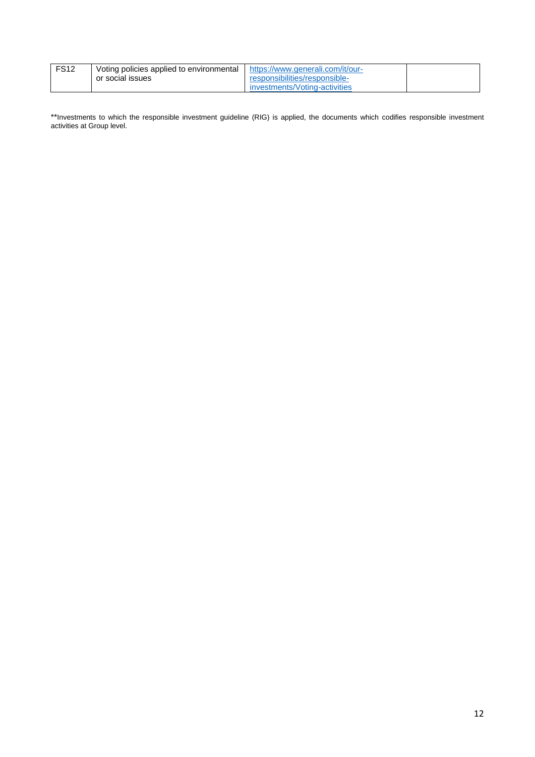| | | | |
|---|---|---|---|
| FS12 | Voting policies applied to environmental or social issues | https://www.generali.com/it/our-responsibilities/responsible-investments/Voting-activities | |

**Investments to which the responsible investment guideline (RIG) is applied, the documents which codifies responsible investment activities at Group level.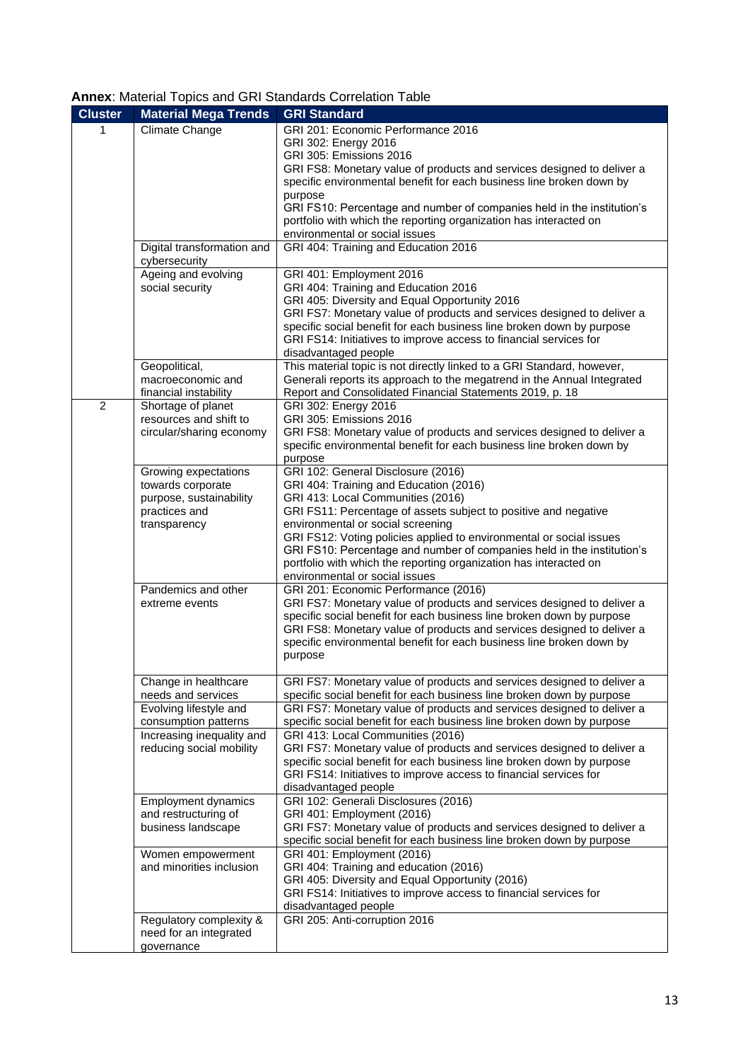**Annex**: Material Topics and GRI Standards Correlation Table

| Cluster | Material Mega Trends | GRI Standard |
|---|---|---|
| 1 | Climate Change | GRI 201: Economic Performance 2016<br>GRI 302: Energy 2016<br>GRI 305: Emissions 2016<br>GRI FS8: Monetary value of products and services designed to deliver a specific environmental benefit for each business line broken down by purpose<br>GRI FS10: Percentage and number of companies held in the institution's portfolio with which the reporting organization has interacted on environmental or social issues |
| | Digital transformation and cybersecurity | GRI 404: Training and Education 2016 |
| | Ageing and evolving social security | GRI 401: Employment 2016<br>GRI 404: Training and Education 2016<br>GRI 405: Diversity and Equal Opportunity 2016<br>GRI FS7: Monetary value of products and services designed to deliver a specific social benefit for each business line broken down by purpose<br>GRI FS14: Initiatives to improve access to financial services for disadvantaged people |
| | Geopolitical, macroeconomic and financial instability | This material topic is not directly linked to a GRI Standard, however, Generali reports its approach to the megatrend in the Annual Integrated Report and Consolidated Financial Statements 2019, p. 18 |
| 2 | Shortage of planet resources and shift to circular/sharing economy | GRI 302: Energy 2016<br>GRI 305: Emissions 2016<br>GRI FS8: Monetary value of products and services designed to deliver a specific environmental benefit for each business line broken down by purpose |
| | Growing expectations towards corporate purpose, sustainability practices and transparency | GRI 102: General Disclosure (2016)<br>GRI 404: Training and Education (2016)<br>GRI 413: Local Communities (2016)<br>GRI FS11: Percentage of assets subject to positive and negative environmental or social screening<br>GRI FS12: Voting policies applied to environmental or social issues<br>GRI FS10: Percentage and number of companies held in the institution's portfolio with which the reporting organization has interacted on environmental or social issues |
| | Pandemics and other extreme events | GRI 201: Economic Performance (2016)<br>GRI FS7: Monetary value of products and services designed to deliver a specific social benefit for each business line broken down by purpose<br>GRI FS8: Monetary value of products and services designed to deliver a specific environmental benefit for each business line broken down by purpose |
| | Change in healthcare needs and services | GRI FS7: Monetary value of products and services designed to deliver a specific social benefit for each business line broken down by purpose |
| | Evolving lifestyle and consumption patterns | GRI FS7: Monetary value of products and services designed to deliver a specific social benefit for each business line broken down by purpose |
| | Increasing inequality and reducing social mobility | GRI 413: Local Communities (2016)<br>GRI FS7: Monetary value of products and services designed to deliver a specific social benefit for each business line broken down by purpose<br>GRI FS14: Initiatives to improve access to financial services for disadvantaged people |
| | Employment dynamics and restructuring of business landscape | GRI 102: Generali Disclosures (2016)<br>GRI 401: Employment (2016)<br>GRI FS7: Monetary value of products and services designed to deliver a specific social benefit for each business line broken down by purpose |
| | Women empowerment and minorities inclusion | GRI 401: Employment (2016)<br>GRI 404: Training and education (2016)<br>GRI 405: Diversity and Equal Opportunity (2016)<br>GRI FS14: Initiatives to improve access to financial services for disadvantaged people |
| | Regulatory complexity & need for an integrated governance | GRI 205: Anti-corruption 2016 |